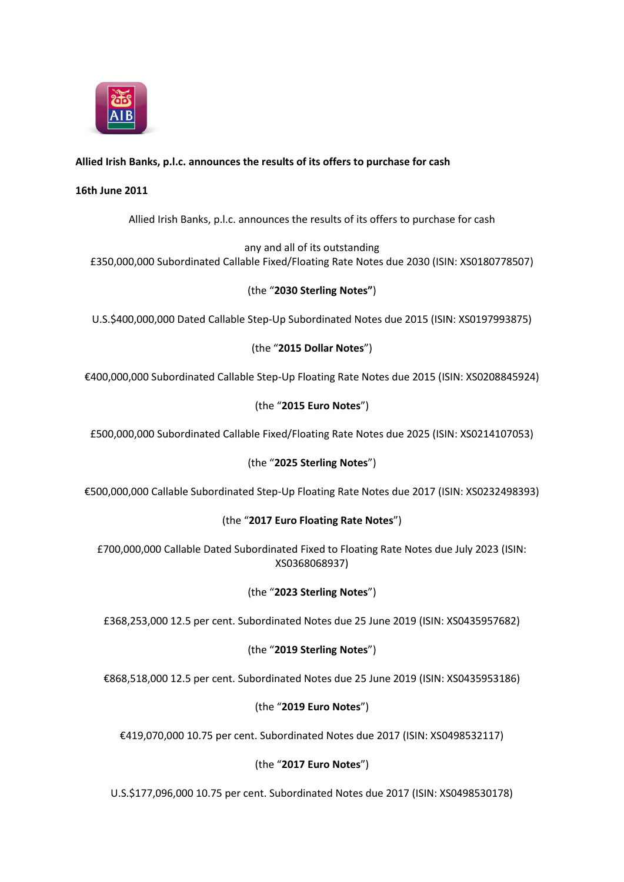**Allied Irish Banks, p.l.c. announces the results of its offers to purchase for cash**

**16th June 2011**

Allied Irish Banks, p.l.c. announces the results of its offers to purchase for cash

any and all of its outstanding
£350,000,000 Subordinated Callable Fixed/Floating Rate Notes due 2030 (ISIN: XS0180778507)

(the "**2030 Sterling Notes**")

U.S.$400,000,000 Dated Callable Step-Up Subordinated Notes due 2015 (ISIN: XS0197993875)

(the "**2015 Dollar Notes**")

€400,000,000 Subordinated Callable Step-Up Floating Rate Notes due 2015 (ISIN: XS0208845924)

(the "**2015 Euro Notes**")

£500,000,000 Subordinated Callable Fixed/Floating Rate Notes due 2025 (ISIN: XS0214107053)

(the "**2025 Sterling Notes**")

€500,000,000 Callable Subordinated Step-Up Floating Rate Notes due 2017 (ISIN: XS0232498393)

(the "**2017 Euro Floating Rate Notes**")

£700,000,000 Callable Dated Subordinated Fixed to Floating Rate Notes due July 2023 (ISIN: XS0368068937)

(the "**2023 Sterling Notes**")

£368,253,000 12.5 per cent. Subordinated Notes due 25 June 2019 (ISIN: XS0435957682)

(the "**2019 Sterling Notes**")

€868,518,000 12.5 per cent. Subordinated Notes due 25 June 2019 (ISIN: XS0435953186)

(the "**2019 Euro Notes**")

€419,070,000 10.75 per cent. Subordinated Notes due 2017 (ISIN: XS0498532117)

(the "**2017 Euro Notes**")

U.S.$177,096,000 10.75 per cent. Subordinated Notes due 2017 (ISIN: XS0498530178)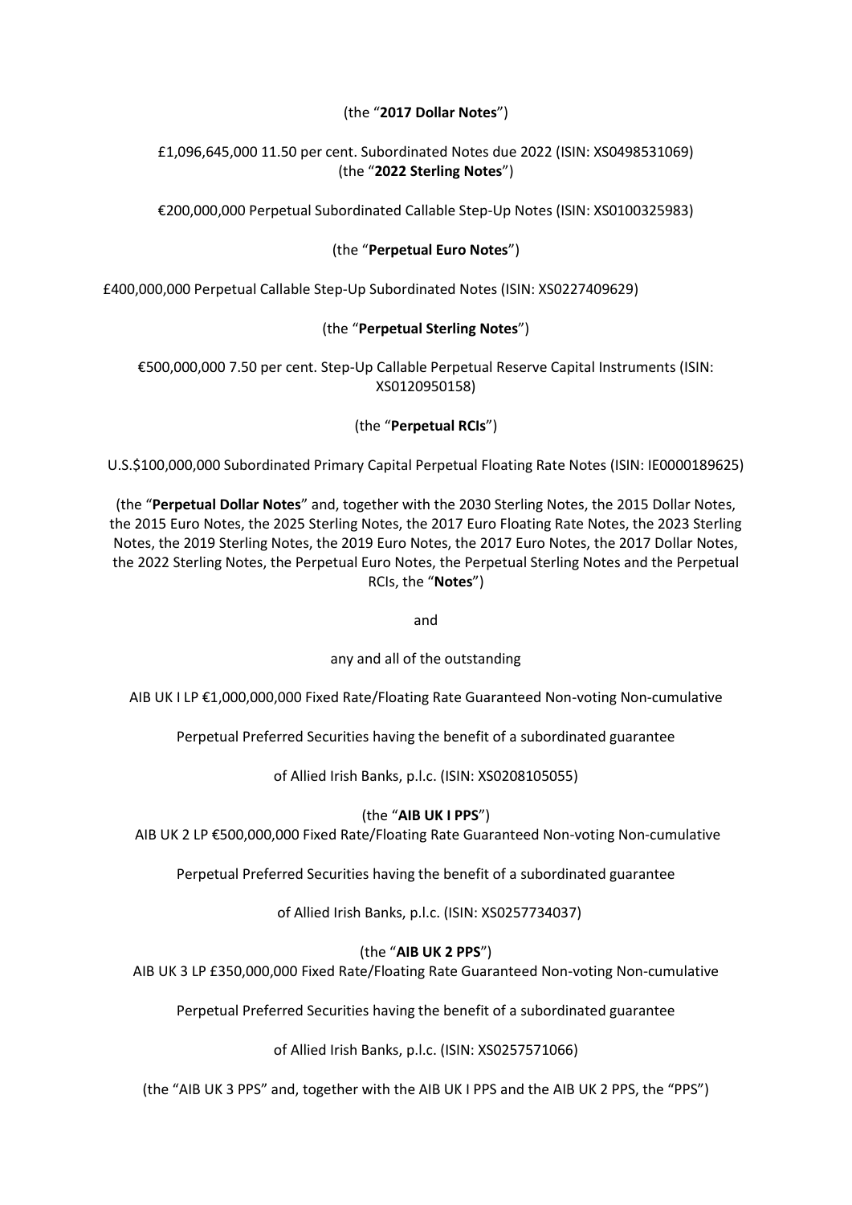(the "**2017 Dollar Notes**")

£1,096,645,000 11.50 per cent. Subordinated Notes due 2022 (ISIN: XS0498531069)
(the "**2022 Sterling Notes**")

€200,000,000 Perpetual Subordinated Callable Step-Up Notes (ISIN: XS0100325983)

(the "**Perpetual Euro Notes**")

£400,000,000 Perpetual Callable Step-Up Subordinated Notes (ISIN: XS0227409629)

(the "**Perpetual Sterling Notes**")

€500,000,000 7.50 per cent. Step-Up Callable Perpetual Reserve Capital Instruments (ISIN: XS0120950158)

(the "**Perpetual RCIs**")

U.S.$100,000,000 Subordinated Primary Capital Perpetual Floating Rate Notes (ISIN: IE0000189625)

(the "**Perpetual Dollar Notes**" and, together with the 2030 Sterling Notes, the 2015 Dollar Notes, the 2015 Euro Notes, the 2025 Sterling Notes, the 2017 Euro Floating Rate Notes, the 2023 Sterling Notes, the 2019 Sterling Notes, the 2019 Euro Notes, the 2017 Euro Notes, the 2017 Dollar Notes, the 2022 Sterling Notes, the Perpetual Euro Notes, the Perpetual Sterling Notes and the Perpetual RCIs, the "**Notes**")

and

any and all of the outstanding

AIB UK I LP €1,000,000,000 Fixed Rate/Floating Rate Guaranteed Non-voting Non-cumulative

Perpetual Preferred Securities having the benefit of a subordinated guarantee

of Allied Irish Banks, p.l.c. (ISIN: XS0208105055)

(the "**AIB UK I PPS**")

AIB UK 2 LP €500,000,000 Fixed Rate/Floating Rate Guaranteed Non-voting Non-cumulative

Perpetual Preferred Securities having the benefit of a subordinated guarantee

of Allied Irish Banks, p.l.c. (ISIN: XS0257734037)

(the "**AIB UK 2 PPS**")

AIB UK 3 LP £350,000,000 Fixed Rate/Floating Rate Guaranteed Non-voting Non-cumulative

Perpetual Preferred Securities having the benefit of a subordinated guarantee

of Allied Irish Banks, p.l.c. (ISIN: XS0257571066)

(the "AIB UK 3 PPS" and, together with the AIB UK I PPS and the AIB UK 2 PPS, the "PPS")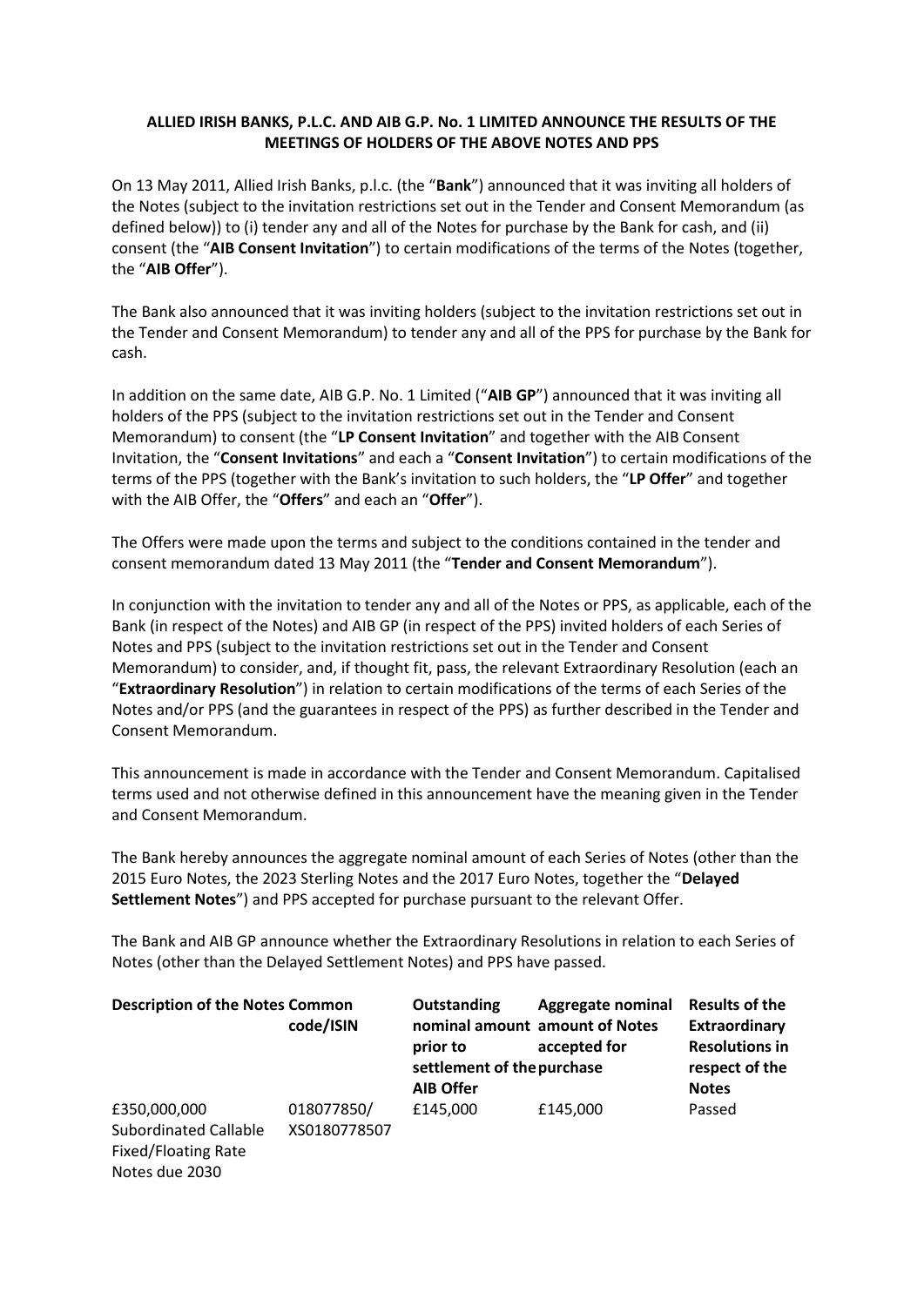**ALLIED IRISH BANKS, P.L.C. AND AIB G.P. No. 1 LIMITED ANNOUNCE THE RESULTS OF THE MEETINGS OF HOLDERS OF THE ABOVE NOTES AND PPS**

On 13 May 2011, Allied Irish Banks, p.l.c. (the "**Bank**") announced that it was inviting all holders of the Notes (subject to the invitation restrictions set out in the Tender and Consent Memorandum (as defined below)) to (i) tender any and all of the Notes for purchase by the Bank for cash, and (ii) consent (the "**AIB Consent Invitation**") to certain modifications of the terms of the Notes (together, the "**AIB Offer**").

The Bank also announced that it was inviting holders (subject to the invitation restrictions set out in the Tender and Consent Memorandum) to tender any and all of the PPS for purchase by the Bank for cash.

In addition on the same date, AIB G.P. No. 1 Limited ("**AIB GP**") announced that it was inviting all holders of the PPS (subject to the invitation restrictions set out in the Tender and Consent Memorandum) to consent (the "**LP Consent Invitation**" and together with the AIB Consent Invitation, the "**Consent Invitations**" and each a "**Consent Invitation**") to certain modifications of the terms of the PPS (together with the Bank's invitation to such holders, the "**LP Offer**" and together with the AIB Offer, the "**Offers**" and each an "**Offer**").

The Offers were made upon the terms and subject to the conditions contained in the tender and consent memorandum dated 13 May 2011 (the "**Tender and Consent Memorandum**").

In conjunction with the invitation to tender any and all of the Notes or PPS, as applicable, each of the Bank (in respect of the Notes) and AIB GP (in respect of the PPS) invited holders of each Series of Notes and PPS (subject to the invitation restrictions set out in the Tender and Consent Memorandum) to consider, and, if thought fit, pass, the relevant Extraordinary Resolution (each an "**Extraordinary Resolution**") in relation to certain modifications of the terms of each Series of the Notes and/or PPS (and the guarantees in respect of the PPS) as further described in the Tender and Consent Memorandum.

This announcement is made in accordance with the Tender and Consent Memorandum. Capitalised terms used and not otherwise defined in this announcement have the meaning given in the Tender and Consent Memorandum.

The Bank hereby announces the aggregate nominal amount of each Series of Notes (other than the 2015 Euro Notes, the 2023 Sterling Notes and the 2017 Euro Notes, together the "**Delayed Settlement Notes**") and PPS accepted for purchase pursuant to the relevant Offer.

The Bank and AIB GP announce whether the Extraordinary Resolutions in relation to each Series of Notes (other than the Delayed Settlement Notes) and PPS have passed.

| Description of the Notes | Common code/ISIN | Outstanding nominal amount prior to settlement of the AIB Offer | Aggregate nominal amount of Notes accepted for purchase | Results of the Extraordinary Resolutions in respect of the Notes |
|---|---|---|---|---|
| £350,000,000 Subordinated Callable Fixed/Floating Rate Notes due 2030 | 018077850/ XS0180778507 | £145,000 | £145,000 | Passed |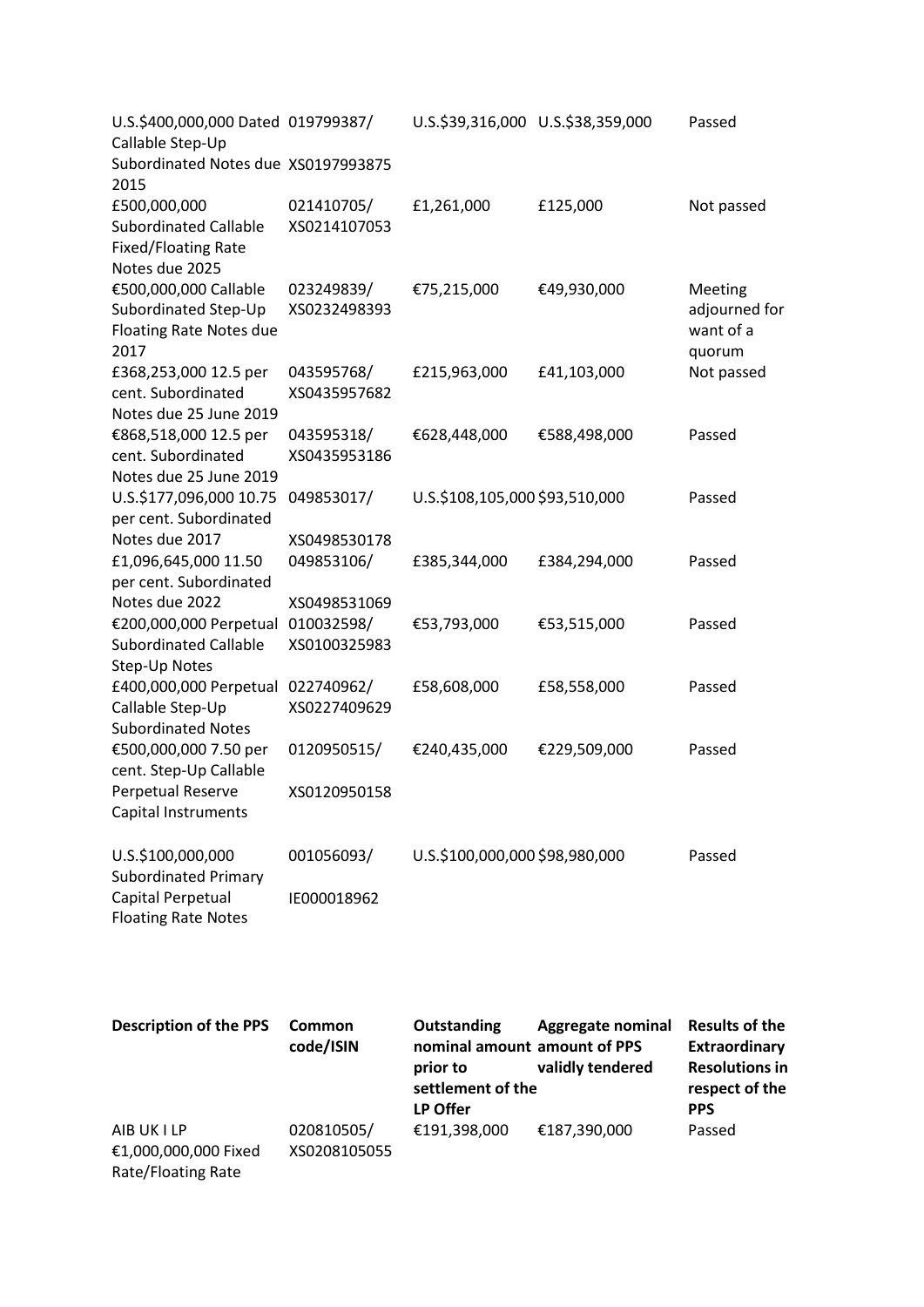| | | | | |
|---|---|---|---|---|
| U.S.$400,000,000 Dated Callable Step-Up Subordinated Notes due 2015 | 019799387/ XS0197993875 | U.S.$39,316,000 | U.S.$38,359,000 | Passed |
| £500,000,000 Subordinated Callable Fixed/Floating Rate Notes due 2025 | 021410705/ XS0214107053 | £1,261,000 | £125,000 | Not passed |
| €500,000,000 Callable Subordinated Step-Up Floating Rate Notes due 2017 | 023249839/ XS0232498393 | €75,215,000 | €49,930,000 | Meeting adjourned for want of a quorum |
| £368,253,000 12.5 per cent. Subordinated Notes due 25 June 2019 | 043595768/ XS0435957682 | £215,963,000 | £41,103,000 | Not passed |
| €868,518,000 12.5 per cent. Subordinated Notes due 25 June 2019 | 043595318/ XS0435953186 | €628,448,000 | €588,498,000 | Passed |
| U.S.$177,096,000 10.75 per cent. Subordinated Notes due 2017 | 049853017/ XS0498530178 | U.S.$108,105,000 | $93,510,000 | Passed |
| £1,096,645,000 11.50 per cent. Subordinated Notes due 2022 | 049853106/ XS0498531069 | £385,344,000 | £384,294,000 | Passed |
| €200,000,000 Perpetual Subordinated Callable Step-Up Notes | 010032598/ XS0100325983 | €53,793,000 | €53,515,000 | Passed |
| £400,000,000 Perpetual Callable Step-Up Subordinated Notes | 022740962/ XS0227409629 | £58,608,000 | £58,558,000 | Passed |
| €500,000,000 7.50 per cent. Step-Up Callable Perpetual Reserve Capital Instruments | 0120950515/ XS0120950158 | €240,435,000 | €229,509,000 | Passed |
| U.S.$100,000,000 Subordinated Primary Capital Perpetual Floating Rate Notes | 001056093/ IE000018962 | U.S.$100,000,000 | $98,980,000 | Passed |

| **Description of the PPS** | **Common code/ISIN** | **Outstanding nominal amount prior to settlement of the LP Offer** | **Aggregate nominal amount of PPS validly tendered** | **Results of the Extraordinary Resolutions in respect of the PPS** |
|---|---|---|---|---|
| AIB UK I LP €1,000,000,000 Fixed Rate/Floating Rate | 020810505/ XS0208105055 | €191,398,000 | €187,390,000 | Passed |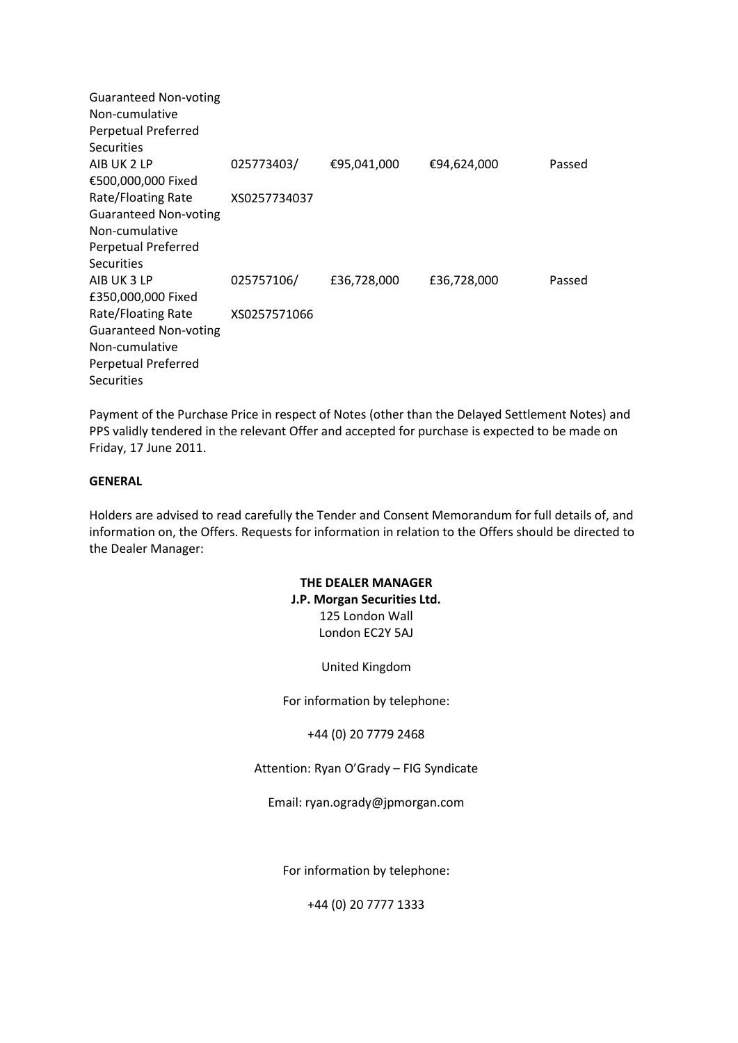| | | | | |
|---|---|---|---|---|
| Guaranteed Non-voting Non-cumulative Perpetual Preferred Securities | | | | |
| AIB UK 2 LP €500,000,000 Fixed Rate/Floating Rate Guaranteed Non-voting Non-cumulative Perpetual Preferred Securities | 025773403/ XS0257734037 | €95,041,000 | €94,624,000 | Passed |
| AIB UK 3 LP £350,000,000 Fixed Rate/Floating Rate Guaranteed Non-voting Non-cumulative Perpetual Preferred Securities | 025757106/ XS0257571066 | £36,728,000 | £36,728,000 | Passed |

Payment of the Purchase Price in respect of Notes (other than the Delayed Settlement Notes) and PPS validly tendered in the relevant Offer and accepted for purchase is expected to be made on Friday, 17 June 2011.

**GENERAL**

Holders are advised to read carefully the Tender and Consent Memorandum for full details of, and information on, the Offers. Requests for information in relation to the Offers should be directed to the Dealer Manager:

**THE DEALER MANAGER**
**J.P. Morgan Securities Ltd.**
125 London Wall
London EC2Y 5AJ

United Kingdom

For information by telephone:

+44 (0) 20 7779 2468

Attention: Ryan O'Grady – FIG Syndicate

Email: ryan.ogrady@jpmorgan.com

For information by telephone:

+44 (0) 20 7777 1333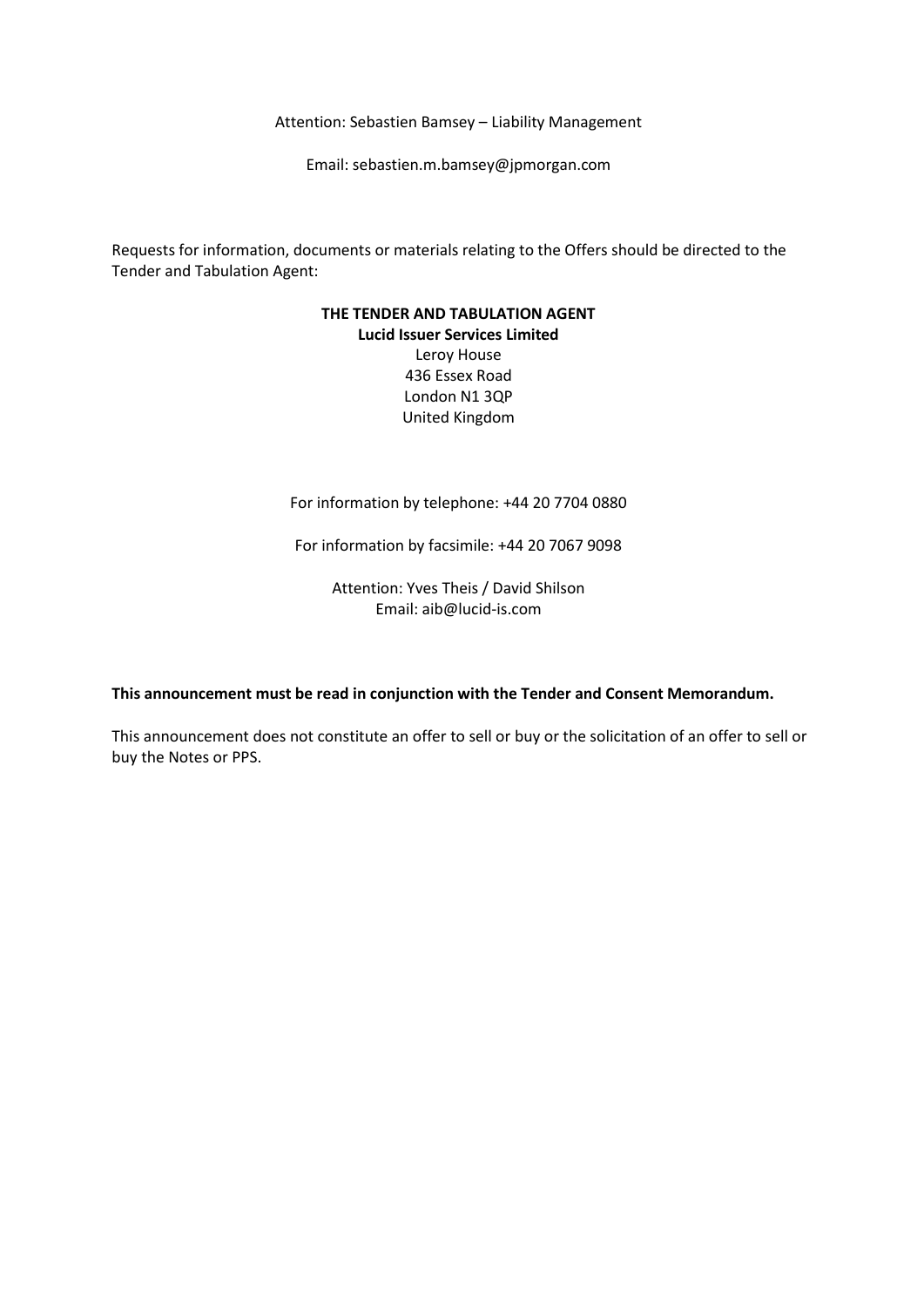Attention: Sebastien Bamsey – Liability Management

Email: sebastien.m.bamsey@jpmorgan.com

Requests for information, documents or materials relating to the Offers should be directed to the Tender and Tabulation Agent:

**THE TENDER AND TABULATION AGENT**
**Lucid Issuer Services Limited**
Leroy House
436 Essex Road
London N1 3QP
United Kingdom

For information by telephone: +44 20 7704 0880

For information by facsimile: +44 20 7067 9098

Attention: Yves Theis / David Shilson
Email: aib@lucid-is.com

**This announcement must be read in conjunction with the Tender and Consent Memorandum.**

This announcement does not constitute an offer to sell or buy or the solicitation of an offer to sell or buy the Notes or PPS.